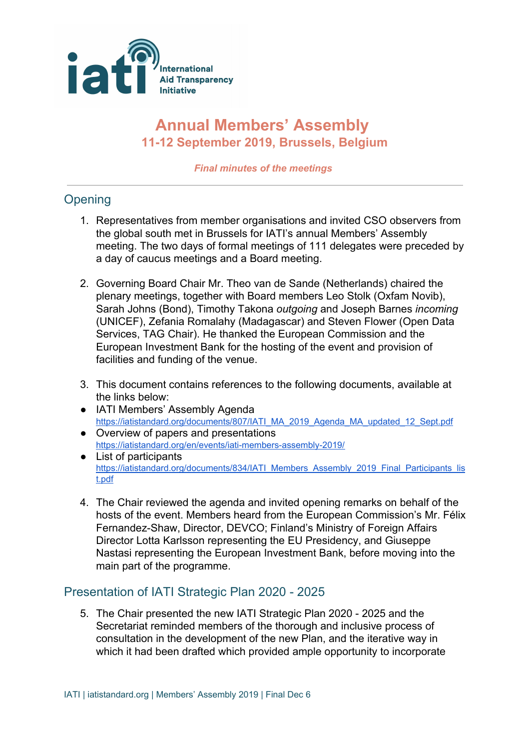# Annual Members' Assembly

## 11-12 September 2019, Brussels, Belgium

***Final minutes of the meetings***

---

## Opening

1. Representatives from member organisations and invited CSO observers from the global south met in Brussels for IATI's annual Members' Assembly meeting. The two days of formal meetings of 111 delegates were preceded by a day of caucus meetings and a Board meeting.

2. Governing Board Chair Mr. Theo van de Sande (Netherlands) chaired the plenary meetings, together with Board members Leo Stolk (Oxfam Novib), Sarah Johns (Bond), Timothy Takona *outgoing* and Joseph Barnes *incoming* (UNICEF), Zefania Romalahy (Madagascar) and Steven Flower (Open Data Services, TAG Chair). He thanked the European Commission and the European Investment Bank for the hosting of the event and provision of facilities and funding of the venue.

3. This document contains references to the following documents, available at the links below:

- IATI Members' Assembly Agenda
  https://iatistandard.org/documents/807/IATI_MA_2019_Agenda_MA_updated_12_Sept.pdf
- Overview of papers and presentations
  https://iatistandard.org/en/events/iati-members-assembly-2019/
- List of participants
  https://iatistandard.org/documents/834/IATI_Members_Assembly_2019_Final_Participants_list.pdf

4. The Chair reviewed the agenda and invited opening remarks on behalf of the hosts of the event. Members heard from the European Commission's Mr. Félix Fernandez-Shaw, Director, DEVCO; Finland's Ministry of Foreign Affairs Director Lotta Karlsson representing the EU Presidency, and Giuseppe Nastasi representing the European Investment Bank, before moving into the main part of the programme.

## Presentation of IATI Strategic Plan 2020 - 2025

5. The Chair presented the new IATI Strategic Plan 2020 - 2025 and the Secretariat reminded members of the thorough and inclusive process of consultation in the development of the new Plan, and the iterative way in which it had been drafted which provided ample opportunity to incorporate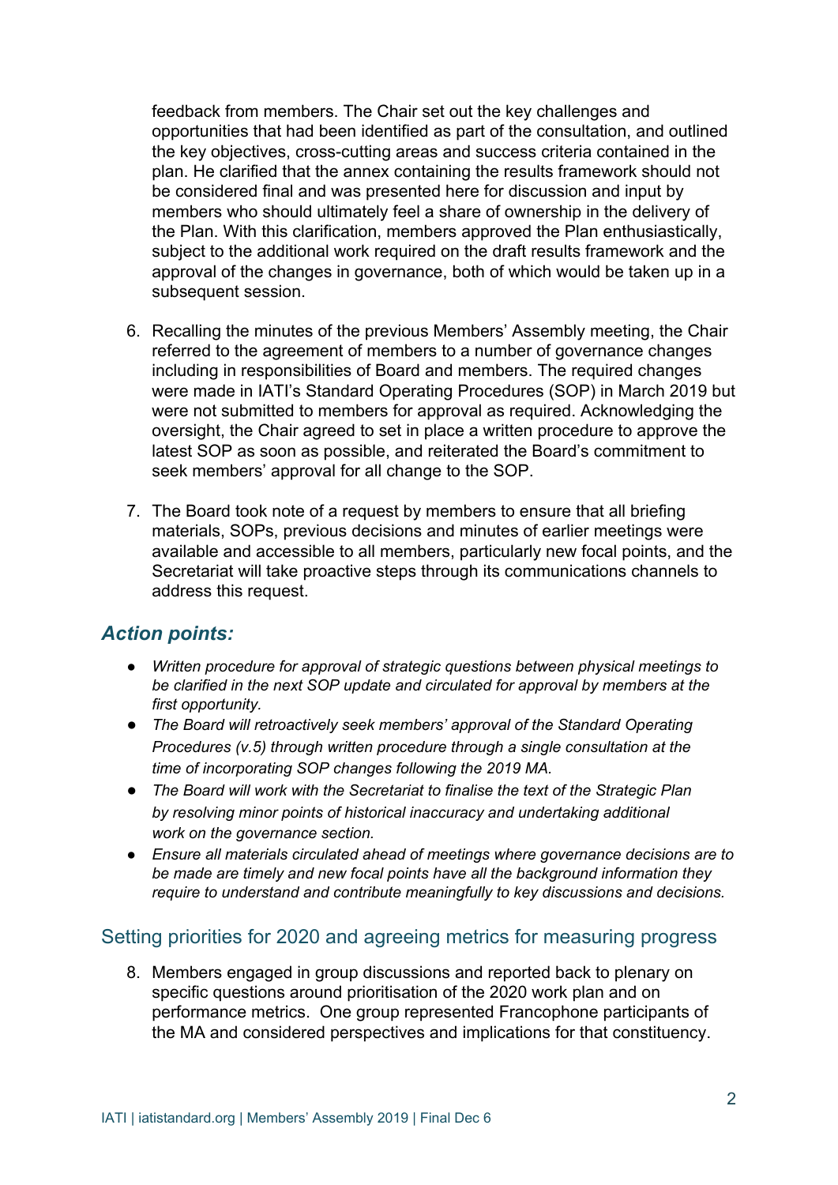feedback from members. The Chair set out the key challenges and opportunities that had been identified as part of the consultation, and outlined the key objectives, cross-cutting areas and success criteria contained in the plan. He clarified that the annex containing the results framework should not be considered final and was presented here for discussion and input by members who should ultimately feel a share of ownership in the delivery of the Plan. With this clarification, members approved the Plan enthusiastically, subject to the additional work required on the draft results framework and the approval of the changes in governance, both of which would be taken up in a subsequent session.

6. Recalling the minutes of the previous Members' Assembly meeting, the Chair referred to the agreement of members to a number of governance changes including in responsibilities of Board and members. The required changes were made in IATI's Standard Operating Procedures (SOP) in March 2019 but were not submitted to members for approval as required. Acknowledging the oversight, the Chair agreed to set in place a written procedure to approve the latest SOP as soon as possible, and reiterated the Board's commitment to seek members' approval for all change to the SOP.

7. The Board took note of a request by members to ensure that all briefing materials, SOPs, previous decisions and minutes of earlier meetings were available and accessible to all members, particularly new focal points, and the Secretariat will take proactive steps through its communications channels to address this request.

### *Action points:*

- *Written procedure for approval of strategic questions between physical meetings to be clarified in the next SOP update and circulated for approval by members at the first opportunity.*
- *The Board will retroactively seek members' approval of the Standard Operating Procedures (v.5) through written procedure through a single consultation at the time of incorporating SOP changes following the 2019 MA.*
- *The Board will work with the Secretariat to finalise the text of the Strategic Plan by resolving minor points of historical inaccuracy and undertaking additional work on the governance section.*
- *Ensure all materials circulated ahead of meetings where governance decisions are to be made are timely and new focal points have all the background information they require to understand and contribute meaningfully to key discussions and decisions.*

## Setting priorities for 2020 and agreeing metrics for measuring progress

8. Members engaged in group discussions and reported back to plenary on specific questions around prioritisation of the 2020 work plan and on performance metrics. One group represented Francophone participants of the MA and considered perspectives and implications for that constituency.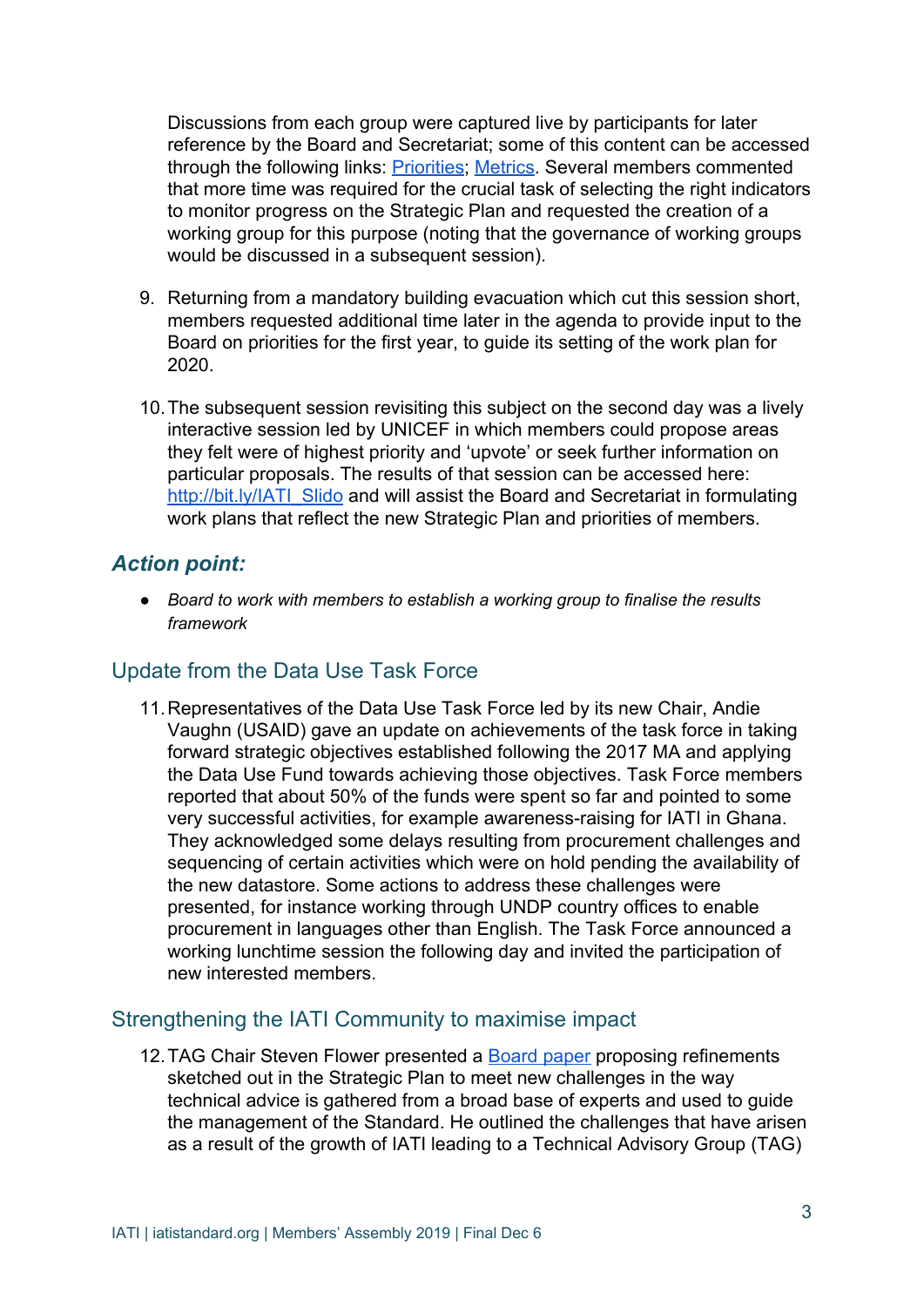Discussions from each group were captured live by participants for later reference by the Board and Secretariat; some of this content can be accessed through the following links: [Priorities](); [Metrics](). Several members commented that more time was required for the crucial task of selecting the right indicators to monitor progress on the Strategic Plan and requested the creation of a working group for this purpose (noting that the governance of working groups would be discussed in a subsequent session).

9. Returning from a mandatory building evacuation which cut this session short, members requested additional time later in the agenda to provide input to the Board on priorities for the first year, to guide its setting of the work plan for 2020.

10. The subsequent session revisiting this subject on the second day was a lively interactive session led by UNICEF in which members could propose areas they felt were of highest priority and 'upvote' or seek further information on particular proposals. The results of that session can be accessed here: http://bit.ly/IATI_Slido and will assist the Board and Secretariat in formulating work plans that reflect the new Strategic Plan and priorities of members.

### ***Action point:***

- *Board to work with members to establish a working group to finalise the results framework*

## Update from the Data Use Task Force

11. Representatives of the Data Use Task Force led by its new Chair, Andie Vaughn (USAID) gave an update on achievements of the task force in taking forward strategic objectives established following the 2017 MA and applying the Data Use Fund towards achieving those objectives. Task Force members reported that about 50% of the funds were spent so far and pointed to some very successful activities, for example awareness-raising for IATI in Ghana. They acknowledged some delays resulting from procurement challenges and sequencing of certain activities which were on hold pending the availability of the new datastore. Some actions to address these challenges were presented, for instance working through UNDP country offices to enable procurement in languages other than English. The Task Force announced a working lunchtime session the following day and invited the participation of new interested members.

## Strengthening the IATI Community to maximise impact

12. TAG Chair Steven Flower presented a [Board paper]() proposing refinements sketched out in the Strategic Plan to meet new challenges in the way technical advice is gathered from a broad base of experts and used to guide the management of the Standard. He outlined the challenges that have arisen as a result of the growth of IATI leading to a Technical Advisory Group (TAG)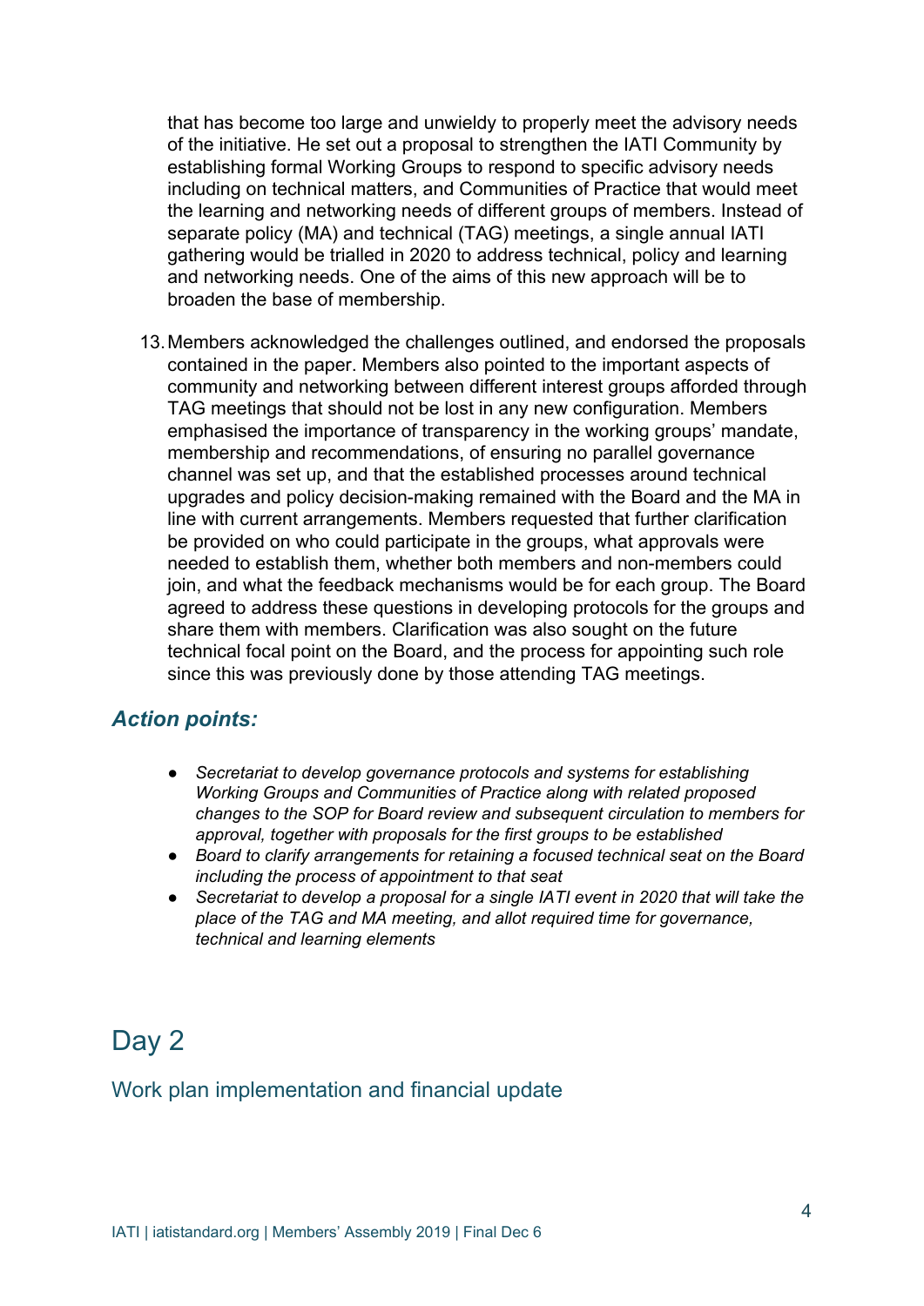that has become too large and unwieldy to properly meet the advisory needs of the initiative. He set out a proposal to strengthen the IATI Community by establishing formal Working Groups to respond to specific advisory needs including on technical matters, and Communities of Practice that would meet the learning and networking needs of different groups of members. Instead of separate policy (MA) and technical (TAG) meetings, a single annual IATI gathering would be trialled in 2020 to address technical, policy and learning and networking needs. One of the aims of this new approach will be to broaden the base of membership.

13. Members acknowledged the challenges outlined, and endorsed the proposals contained in the paper. Members also pointed to the important aspects of community and networking between different interest groups afforded through TAG meetings that should not be lost in any new configuration. Members emphasised the importance of transparency in the working groups' mandate, membership and recommendations, of ensuring no parallel governance channel was set up, and that the established processes around technical upgrades and policy decision-making remained with the Board and the MA in line with current arrangements. Members requested that further clarification be provided on who could participate in the groups, what approvals were needed to establish them, whether both members and non-members could join, and what the feedback mechanisms would be for each group. The Board agreed to address these questions in developing protocols for the groups and share them with members. Clarification was also sought on the future technical focal point on the Board, and the process for appointing such role since this was previously done by those attending TAG meetings.

### ***Action points:***

- *Secretariat to develop governance protocols and systems for establishing Working Groups and Communities of Practice along with related proposed changes to the SOP for Board review and subsequent circulation to members for approval, together with proposals for the first groups to be established*
- *Board to clarify arrangements for retaining a focused technical seat on the Board including the process of appointment to that seat*
- *Secretariat to develop a proposal for a single IATI event in 2020 that will take the place of the TAG and MA meeting, and allot required time for governance, technical and learning elements*

# Day 2

## Work plan implementation and financial update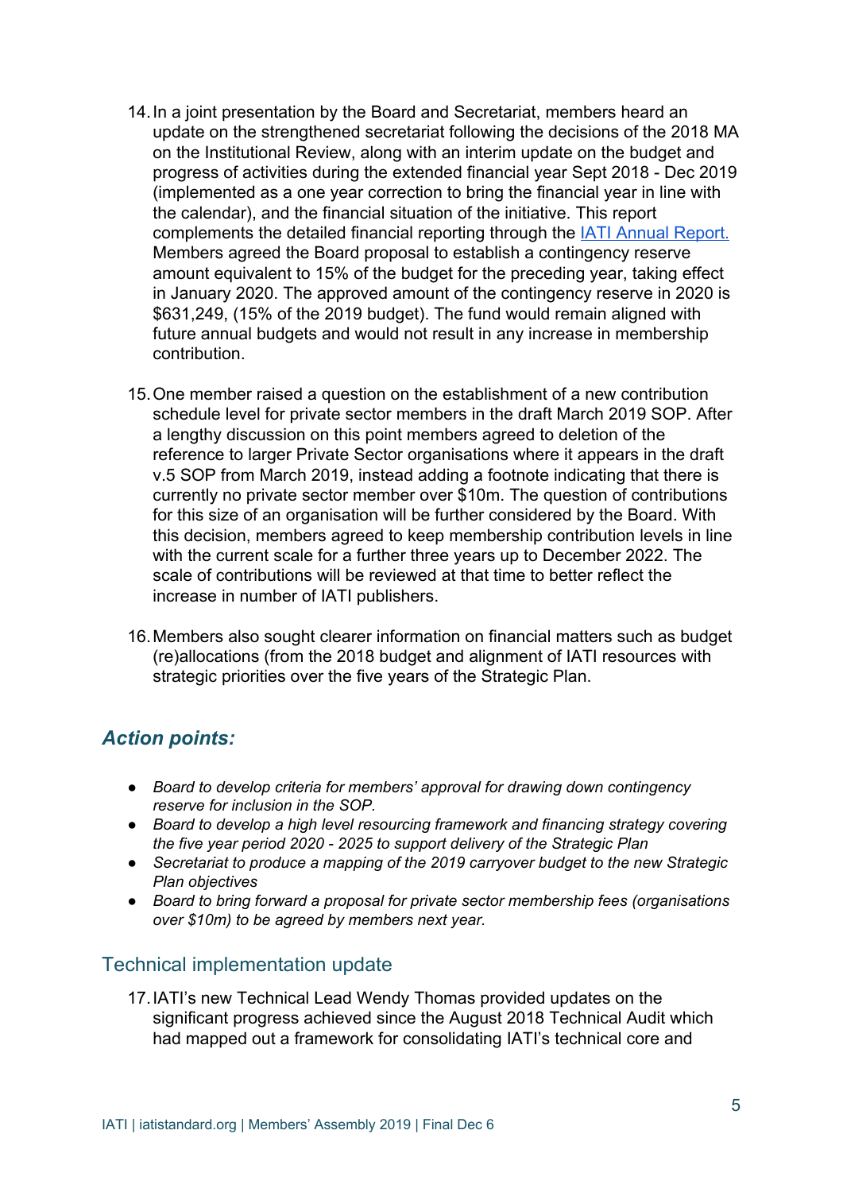14. In a joint presentation by the Board and Secretariat, members heard an update on the strengthened secretariat following the decisions of the 2018 MA on the Institutional Review, along with an interim update on the budget and progress of activities during the extended financial year Sept 2018 - Dec 2019 (implemented as a one year correction to bring the financial year in line with the calendar), and the financial situation of the initiative. This report complements the detailed financial reporting through the [IATI Annual Report.](#) Members agreed the Board proposal to establish a contingency reserve amount equivalent to 15% of the budget for the preceding year, taking effect in January 2020. The approved amount of the contingency reserve in 2020 is $631,249, (15% of the 2019 budget). The fund would remain aligned with future annual budgets and would not result in any increase in membership contribution.

15. One member raised a question on the establishment of a new contribution schedule level for private sector members in the draft March 2019 SOP. After a lengthy discussion on this point members agreed to deletion of the reference to larger Private Sector organisations where it appears in the draft v.5 SOP from March 2019, instead adding a footnote indicating that there is currently no private sector member over $10m. The question of contributions for this size of an organisation will be further considered by the Board. With this decision, members agreed to keep membership contribution levels in line with the current scale for a further three years up to December 2022. The scale of contributions will be reviewed at that time to better reflect the increase in number of IATI publishers.

16. Members also sought clearer information on financial matters such as budget (re)allocations (from the 2018 budget and alignment of IATI resources with strategic priorities over the five years of the Strategic Plan.

### *Action points:*

- *Board to develop criteria for members' approval for drawing down contingency reserve for inclusion in the SOP.*
- *Board to develop a high level resourcing framework and financing strategy covering the five year period 2020 - 2025 to support delivery of the Strategic Plan*
- *Secretariat to produce a mapping of the 2019 carryover budget to the new Strategic Plan objectives*
- *Board to bring forward a proposal for private sector membership fees (organisations over $10m) to be agreed by members next year.*

## Technical implementation update

17. IATI's new Technical Lead Wendy Thomas provided updates on the significant progress achieved since the August 2018 Technical Audit which had mapped out a framework for consolidating IATI's technical core and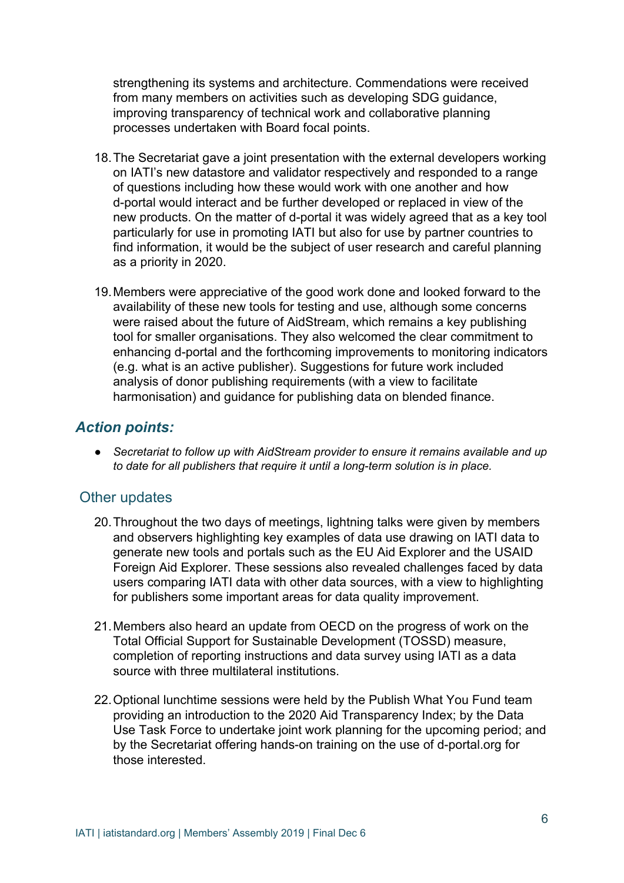strengthening its systems and architecture. Commendations were received from many members on activities such as developing SDG guidance, improving transparency of technical work and collaborative planning processes undertaken with Board focal points.

18. The Secretariat gave a joint presentation with the external developers working on IATI's new datastore and validator respectively and responded to a range of questions including how these would work with one another and how d-portal would interact and be further developed or replaced in view of the new products. On the matter of d-portal it was widely agreed that as a key tool particularly for use in promoting IATI but also for use by partner countries to find information, it would be the subject of user research and careful planning as a priority in 2020.

19. Members were appreciative of the good work done and looked forward to the availability of these new tools for testing and use, although some concerns were raised about the future of AidStream, which remains a key publishing tool for smaller organisations. They also welcomed the clear commitment to enhancing d-portal and the forthcoming improvements to monitoring indicators (e.g. what is an active publisher). Suggestions for future work included analysis of donor publishing requirements (with a view to facilitate harmonisation) and guidance for publishing data on blended finance.

### *Action points:*

- *Secretariat to follow up with AidStream provider to ensure it remains available and up to date for all publishers that require it until a long-term solution is in place.*

## Other updates

20. Throughout the two days of meetings, lightning talks were given by members and observers highlighting key examples of data use drawing on IATI data to generate new tools and portals such as the EU Aid Explorer and the USAID Foreign Aid Explorer. These sessions also revealed challenges faced by data users comparing IATI data with other data sources, with a view to highlighting for publishers some important areas for data quality improvement.

21. Members also heard an update from OECD on the progress of work on the Total Official Support for Sustainable Development (TOSSD) measure, completion of reporting instructions and data survey using IATI as a data source with three multilateral institutions.

22. Optional lunchtime sessions were held by the Publish What You Fund team providing an introduction to the 2020 Aid Transparency Index; by the Data Use Task Force to undertake joint work planning for the upcoming period; and by the Secretariat offering hands-on training on the use of d-portal.org for those interested.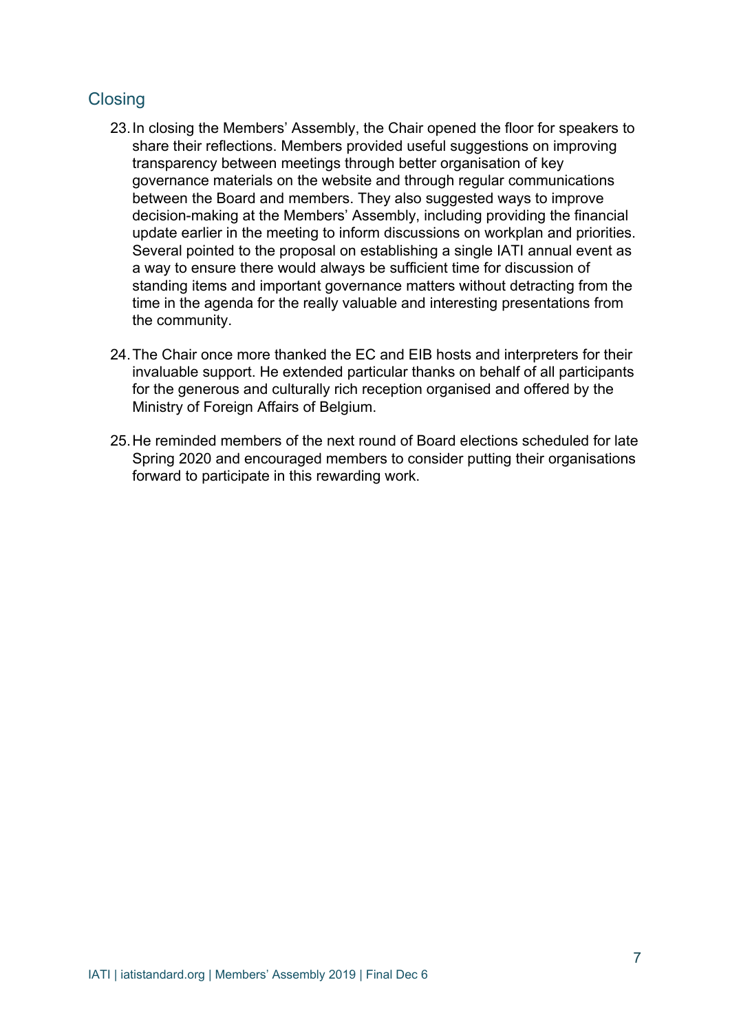## Closing

23. In closing the Members' Assembly, the Chair opened the floor for speakers to share their reflections. Members provided useful suggestions on improving transparency between meetings through better organisation of key governance materials on the website and through regular communications between the Board and members. They also suggested ways to improve decision-making at the Members' Assembly, including providing the financial update earlier in the meeting to inform discussions on workplan and priorities. Several pointed to the proposal on establishing a single IATI annual event as a way to ensure there would always be sufficient time for discussion of standing items and important governance matters without detracting from the time in the agenda for the really valuable and interesting presentations from the community.

24. The Chair once more thanked the EC and EIB hosts and interpreters for their invaluable support. He extended particular thanks on behalf of all participants for the generous and culturally rich reception organised and offered by the Ministry of Foreign Affairs of Belgium.

25. He reminded members of the next round of Board elections scheduled for late Spring 2020 and encouraged members to consider putting their organisations forward to participate in this rewarding work.